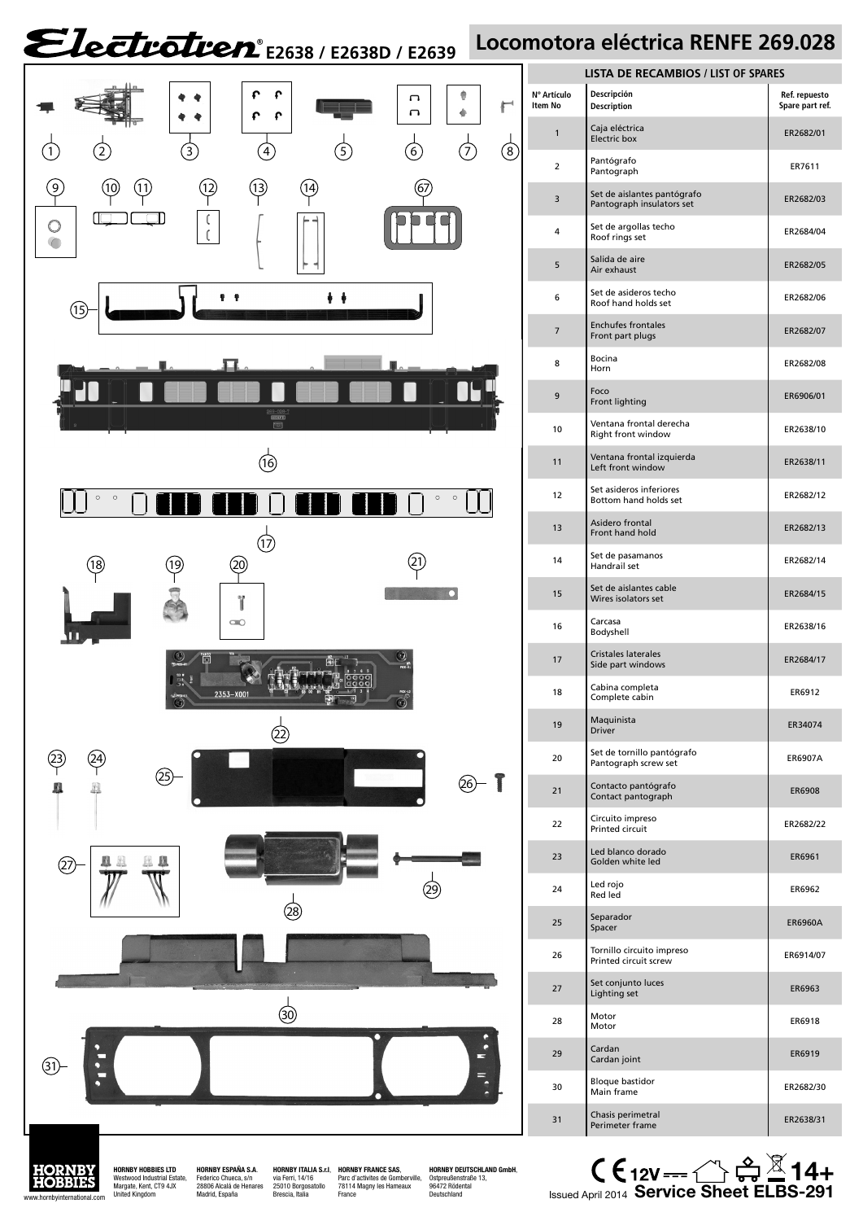# Electrotren E2638 / E2638D / E2639

## Locomotora eléctrica RENFE 269.028

### LISTA DE RECAMBIOS / LIST OF SPARES

| Nº Artículo Item No | Descripción Description | Ref. repuesto Spare part ref. |
|---|---|---|
| 1 | Caja eléctrica Electric box | ER2682/01 |
| 2 | Pantógrafo Pantograph | ER7611 |
| 3 | Set de aislantes pantógrafo Pantograph insulators set | ER2682/03 |
| 4 | Set de argollas techo Roof rings set | ER2684/04 |
| 5 | Salida de aire Air exhaust | ER2682/05 |
| 6 | Set de asideros techo Roof hand holds set | ER2682/06 |
| 7 | Enchufes frontales Front part plugs | ER2682/07 |
| 8 | Bocina Horn | ER2682/08 |
| 9 | Foco Front lighting | ER6906/01 |
| 10 | Ventana frontal derecha Right front window | ER2638/10 |
| 11 | Ventana frontal izquierda Left front window | ER2638/11 |
| 12 | Set asideros inferiores Bottom hand holds set | ER2682/12 |
| 13 | Asidero frontal Front hand hold | ER2682/13 |
| 14 | Set de pasamanos Handrail set | ER2682/14 |
| 15 | Set de aislantes cable Wires isolators set | ER2684/15 |
| 16 | Carcasa Bodyshell | ER2638/16 |
| 17 | Cristales laterales Side part windows | ER2684/17 |
| 18 | Cabina completa Complete cabin | ER6912 |
| 19 | Maquinista Driver | ER34074 |
| 20 | Set de tornillo pantógrafo Pantograph screw set | ER6907A |
| 21 | Contacto pantógrafo Contact pantograph | ER6908 |
| 22 | Circuito impreso Printed circuit | ER2682/22 |
| 23 | Led blanco dorado Golden white led | ER6961 |
| 24 | Led rojo Red led | ER6962 |
| 25 | Separador Spacer | ER6960A |
| 26 | Tornillo circuito impreso Printed circuit screw | ER6914/07 |
| 27 | Set conjunto luces Lighting set | ER6963 |
| 28 | Motor Motor | ER6918 |
| 29 | Cardan Cardan joint | ER6919 |
| 30 | Bloque bastidor Main frame | ER2682/30 |
| 31 | Chasis perimetral Perimeter frame | ER2638/31 |

HORNBY HOBBIES

www.hornbyinternational.com

**HORNBY HOBBIES LTD** Westwood Industrial Estate, Margate, Kent, CT9 4JX United Kingdom

**HORNBY ESPAÑA S.A.** Federico Chueca, s/n 28806 Alcalá de Henares Madrid, España

**HORNBY ITALIA S.r.l.** via Ferri, 14/16 25010 Borgosatollo Brescia, Italia

**HORNBY FRANCE SAS,** Parc d'activites de Gomberville, 78114 Magny les Hameaux France

**HORNBY DEUTSCHLAND GmbH,** Ostpreußenstraße 13, 96472 Rödental Deutschland

CE 12V ⎓ 14+

Issued April 2014 **Service Sheet ELBS-291**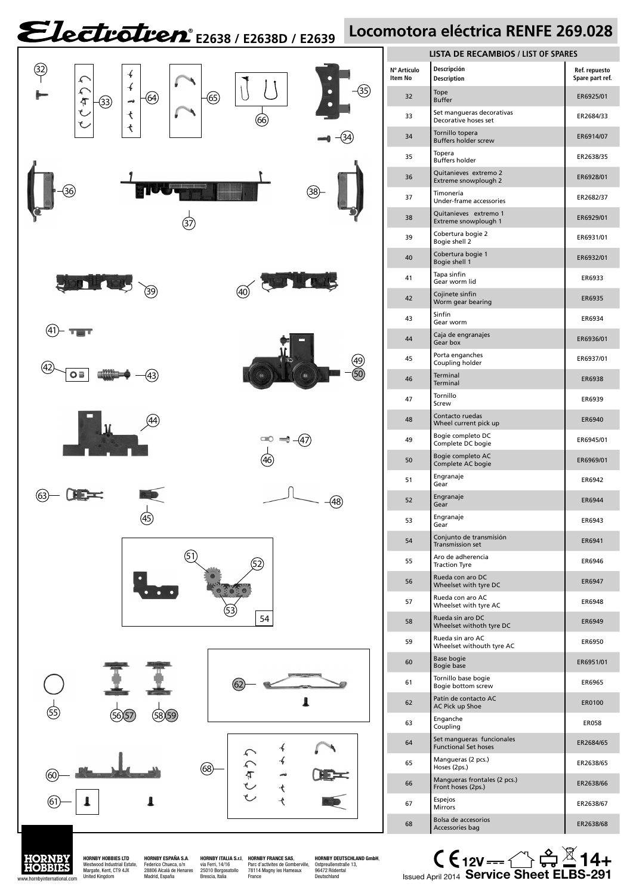# Electrotren® E2638 / E2638D / E2639

## Locomotora eléctrica RENFE 269.028

### LISTA DE RECAMBIOS / LIST OF SPARES

| Nº Artículo Item No | Descripción Description | Ref. repuesto Spare part ref. |
|---|---|---|
| 32 | Tope Buffer | ER6925/01 |
| 33 | Set mangueras decorativas Decorative hoses set | ER2684/33 |
| 34 | Tornillo topera Buffers holder screw | ER6914/07 |
| 35 | Topera Buffers holder | ER2638/35 |
| 36 | Quitanieves extremo 2 Extreme snowplough 2 | ER6928/01 |
| 37 | Timonería Under-frame accessories | ER2682/37 |
| 38 | Quitanieves extremo 1 Extreme snowplough 1 | ER6929/01 |
| 39 | Cobertura bogie 2 Bogie shell 2 | ER6931/01 |
| 40 | Cobertura bogie 1 Bogie shell 1 | ER6932/01 |
| 41 | Tapa sinfín Gear worm lid | ER6933 |
| 42 | Cojinete sinfín Worm gear bearing | ER6935 |
| 43 | Sinfín Gear worm | ER6934 |
| 44 | Caja de engranajes Gear box | ER6936/01 |
| 45 | Porta enganches Coupling holder | ER6937/01 |
| 46 | Terminal Terminal | ER6938 |
| 47 | Tornillo Screw | ER6939 |
| 48 | Contacto ruedas Wheel current pick up | ER6940 |
| 49 | Bogie completo DC Complete DC bogie | ER6945/01 |
| 50 | Bogie completo AC Complete AC bogie | ER6969/01 |
| 51 | Engranaje Gear | ER6942 |
| 52 | Engranaje Gear | ER6944 |
| 53 | Engranaje Gear | ER6943 |
| 54 | Conjunto de transmisión Transmission set | ER6941 |
| 55 | Aro de adherencia Traction Tyre | ER6946 |
| 56 | Rueda con aro DC Wheelset with tyre DC | ER6947 |
| 57 | Rueda con aro AC Wheelset with tyre AC | ER6948 |
| 58 | Rueda sin aro DC Wheelset withoth tyre DC | ER6949 |
| 59 | Rueda sin aro AC Wheelset withouth tyre AC | ER6950 |
| 60 | Base bogie Bogie base | ER6951/01 |
| 61 | Tornillo base bogie Bogie bottom screw | ER6965 |
| 62 | Patín de contacto AC AC Pick up Shoe | ER0100 |
| 63 | Enganche Coupling | ER058 |
| 64 | Set mangueras funcionales Functional Set hoses | ER2684/65 |
| 65 | Mangueras (2 pcs.) Hoses (2ps.) | ER2638/65 |
| 66 | Mangueras frontales (2 pcs.) Front hoses (2ps.) | ER2638/66 |
| 67 | Espejos Mirrors | ER2638/67 |
| 68 | Bolsa de accesorios Accessories bag | ER2638/68 |

32 33 64 65 66 35 34 36 37 38 39 40 41 42 43 49 50 44 47 46 63 45 48 51 52 53 54 55 56 57 58 59 62 60 61 68

HORNBY HOBBIES LTD Westwood Industrial Estate, Margate, Kent, CT9 4JX United Kingdom

HORNBY ESPAÑA S.A. Federico Chueca, s/n 28806 Alcalá de Henares Madrid, España

HORNBY ITALIA S.r.l. via Ferri, 14/16 25010 Borgosatollo Brescia, Italia

HORNBY FRANCE SAS, Parc d'activites de Gomberville, 78114 Magny les Hameaux France

HORNBY DEUTSCHLAND GmbH, Ostpreußenstraße 13, 96472 Rödental Deutschland

www.hornbyinternational.com

12V 14+

Issued April 2014 **Service Sheet ELBS-291**